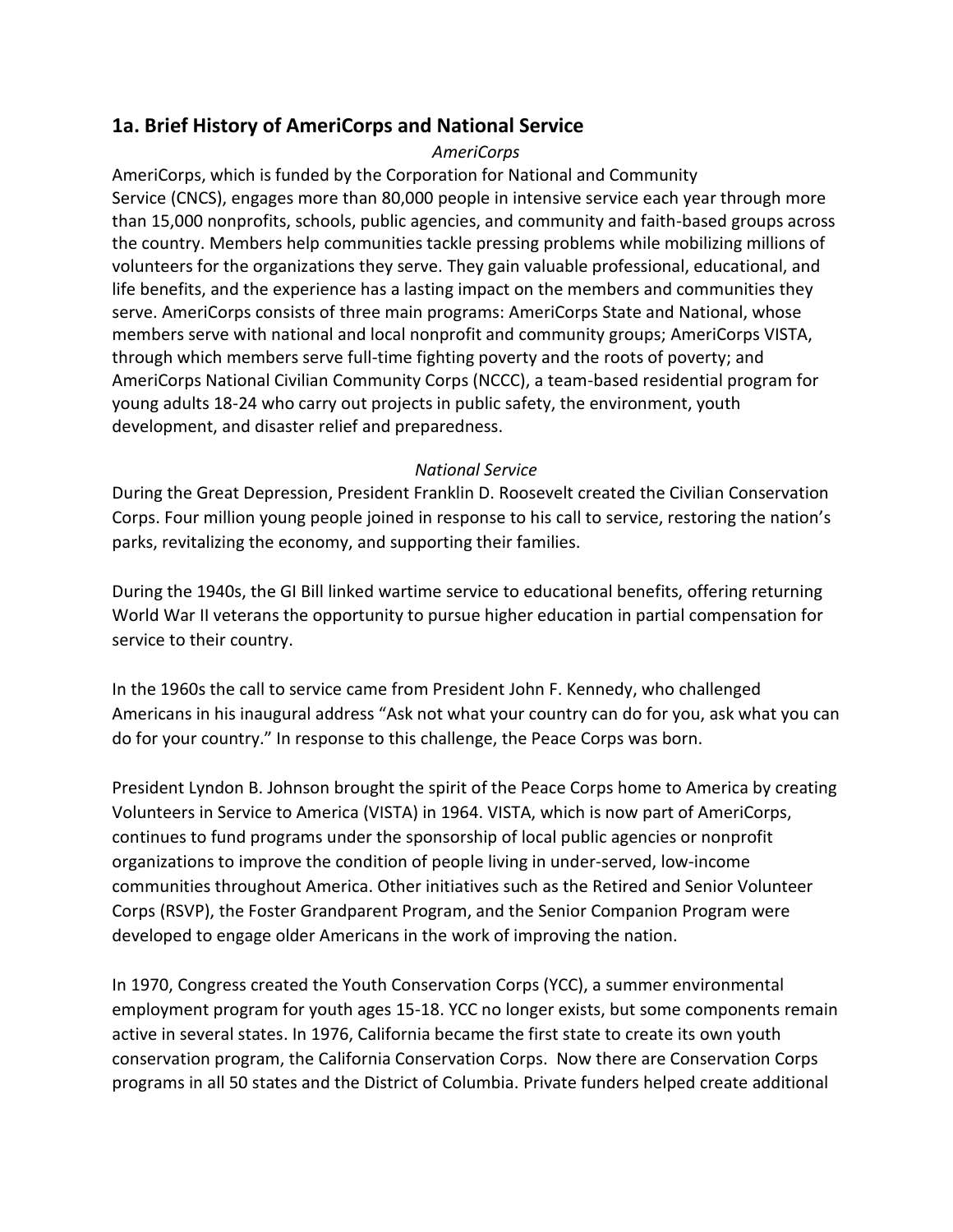## 1a. Brief History of AmeriCorps and National Service

*AmeriCorps*

AmeriCorps, which is funded by the Corporation for National and Community Service (CNCS), engages more than 80,000 people in intensive service each year through more than 15,000 nonprofits, schools, public agencies, and community and faith-based groups across the country. Members help communities tackle pressing problems while mobilizing millions of volunteers for the organizations they serve. They gain valuable professional, educational, and life benefits, and the experience has a lasting impact on the members and communities they serve. AmeriCorps consists of three main programs: AmeriCorps State and National, whose members serve with national and local nonprofit and community groups; AmeriCorps VISTA, through which members serve full-time fighting poverty and the roots of poverty; and AmeriCorps National Civilian Community Corps (NCCC), a team-based residential program for young adults 18-24 who carry out projects in public safety, the environment, youth development, and disaster relief and preparedness.

*National Service*

During the Great Depression, President Franklin D. Roosevelt created the Civilian Conservation Corps. Four million young people joined in response to his call to service, restoring the nation's parks, revitalizing the economy, and supporting their families.

During the 1940s, the GI Bill linked wartime service to educational benefits, offering returning World War II veterans the opportunity to pursue higher education in partial compensation for service to their country.

In the 1960s the call to service came from President John F. Kennedy, who challenged Americans in his inaugural address "Ask not what your country can do for you, ask what you can do for your country." In response to this challenge, the Peace Corps was born.

President Lyndon B. Johnson brought the spirit of the Peace Corps home to America by creating Volunteers in Service to America (VISTA) in 1964. VISTA, which is now part of AmeriCorps, continues to fund programs under the sponsorship of local public agencies or nonprofit organizations to improve the condition of people living in under-served, low-income communities throughout America. Other initiatives such as the Retired and Senior Volunteer Corps (RSVP), the Foster Grandparent Program, and the Senior Companion Program were developed to engage older Americans in the work of improving the nation.

In 1970, Congress created the Youth Conservation Corps (YCC), a summer environmental employment program for youth ages 15-18. YCC no longer exists, but some components remain active in several states. In 1976, California became the first state to create its own youth conservation program, the California Conservation Corps. Now there are Conservation Corps programs in all 50 states and the District of Columbia. Private funders helped create additional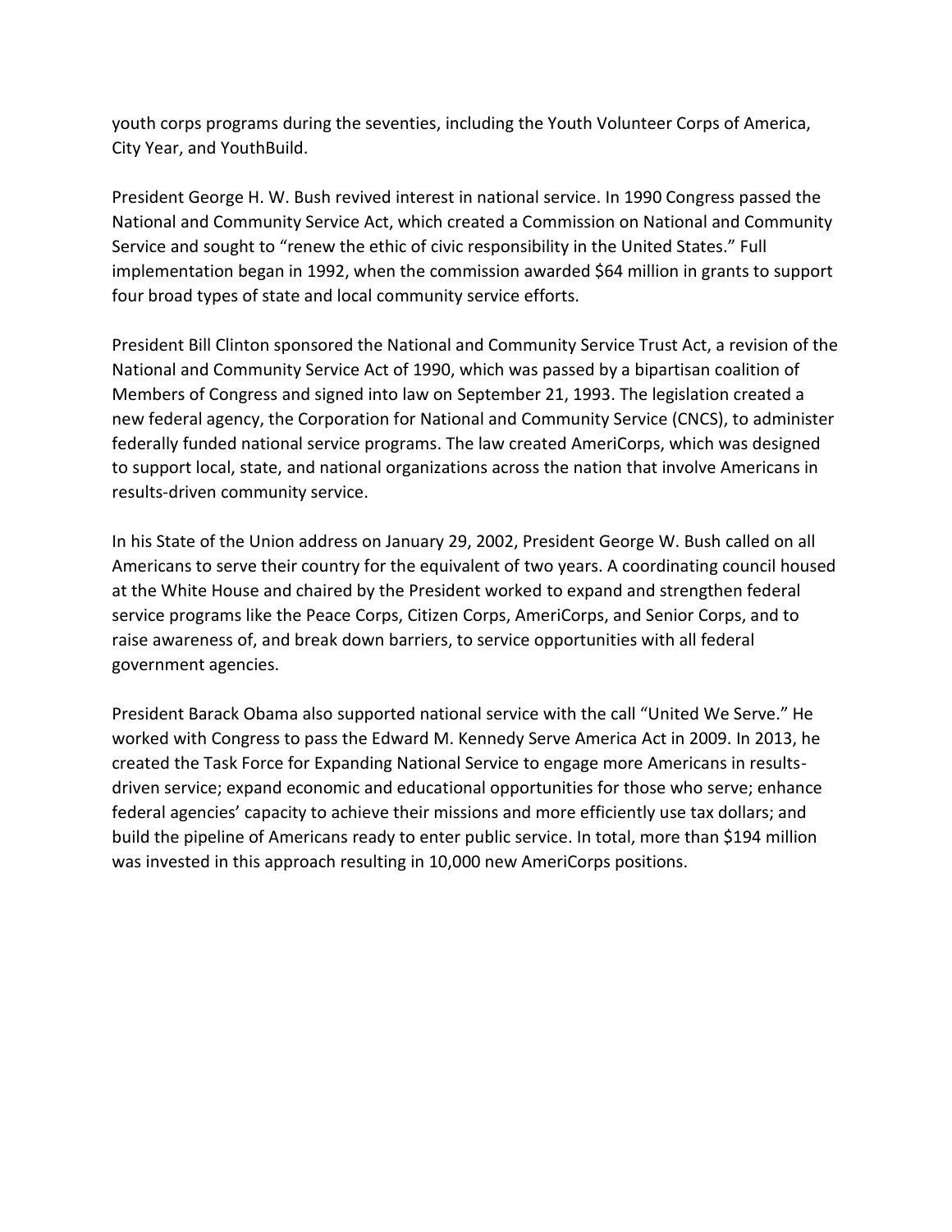youth corps programs during the seventies, including the Youth Volunteer Corps of America, City Year, and YouthBuild.

President George H. W. Bush revived interest in national service. In 1990 Congress passed the National and Community Service Act, which created a Commission on National and Community Service and sought to "renew the ethic of civic responsibility in the United States." Full implementation began in 1992, when the commission awarded $64 million in grants to support four broad types of state and local community service efforts.

President Bill Clinton sponsored the National and Community Service Trust Act, a revision of the National and Community Service Act of 1990, which was passed by a bipartisan coalition of Members of Congress and signed into law on September 21, 1993. The legislation created a new federal agency, the Corporation for National and Community Service (CNCS), to administer federally funded national service programs. The law created AmeriCorps, which was designed to support local, state, and national organizations across the nation that involve Americans in results-driven community service.

In his State of the Union address on January 29, 2002, President George W. Bush called on all Americans to serve their country for the equivalent of two years. A coordinating council housed at the White House and chaired by the President worked to expand and strengthen federal service programs like the Peace Corps, Citizen Corps, AmeriCorps, and Senior Corps, and to raise awareness of, and break down barriers, to service opportunities with all federal government agencies.

President Barack Obama also supported national service with the call "United We Serve." He worked with Congress to pass the Edward M. Kennedy Serve America Act in 2009. In 2013, he created the Task Force for Expanding National Service to engage more Americans in results-driven service; expand economic and educational opportunities for those who serve; enhance federal agencies' capacity to achieve their missions and more efficiently use tax dollars; and build the pipeline of Americans ready to enter public service. In total, more than $194 million was invested in this approach resulting in 10,000 new AmeriCorps positions.